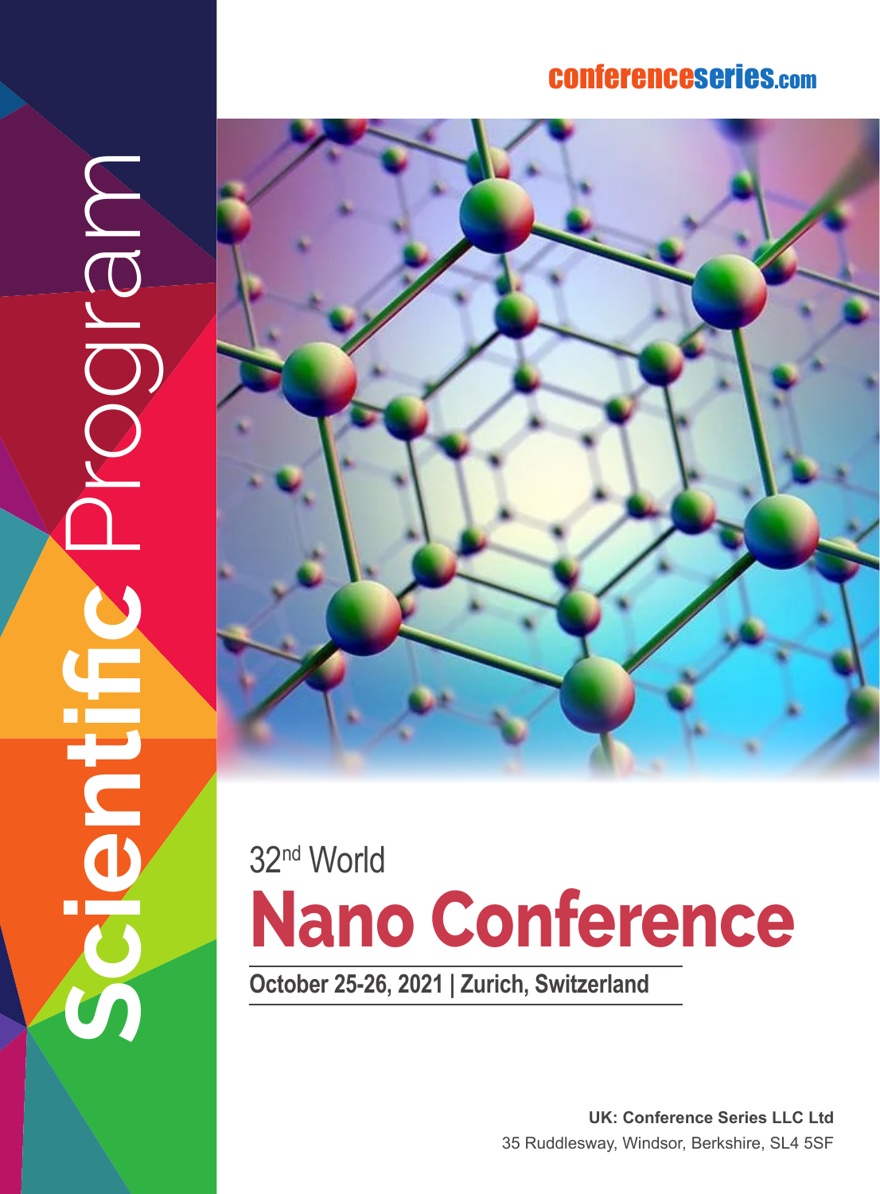conferenceseries.com

Scientific Program

32nd World

# Nano Conference

**October 25-26, 2021 | Zurich, Switzerland**

**UK: Conference Series LLC Ltd**
35 Ruddlesway, Windsor, Berkshire, SL4 5SF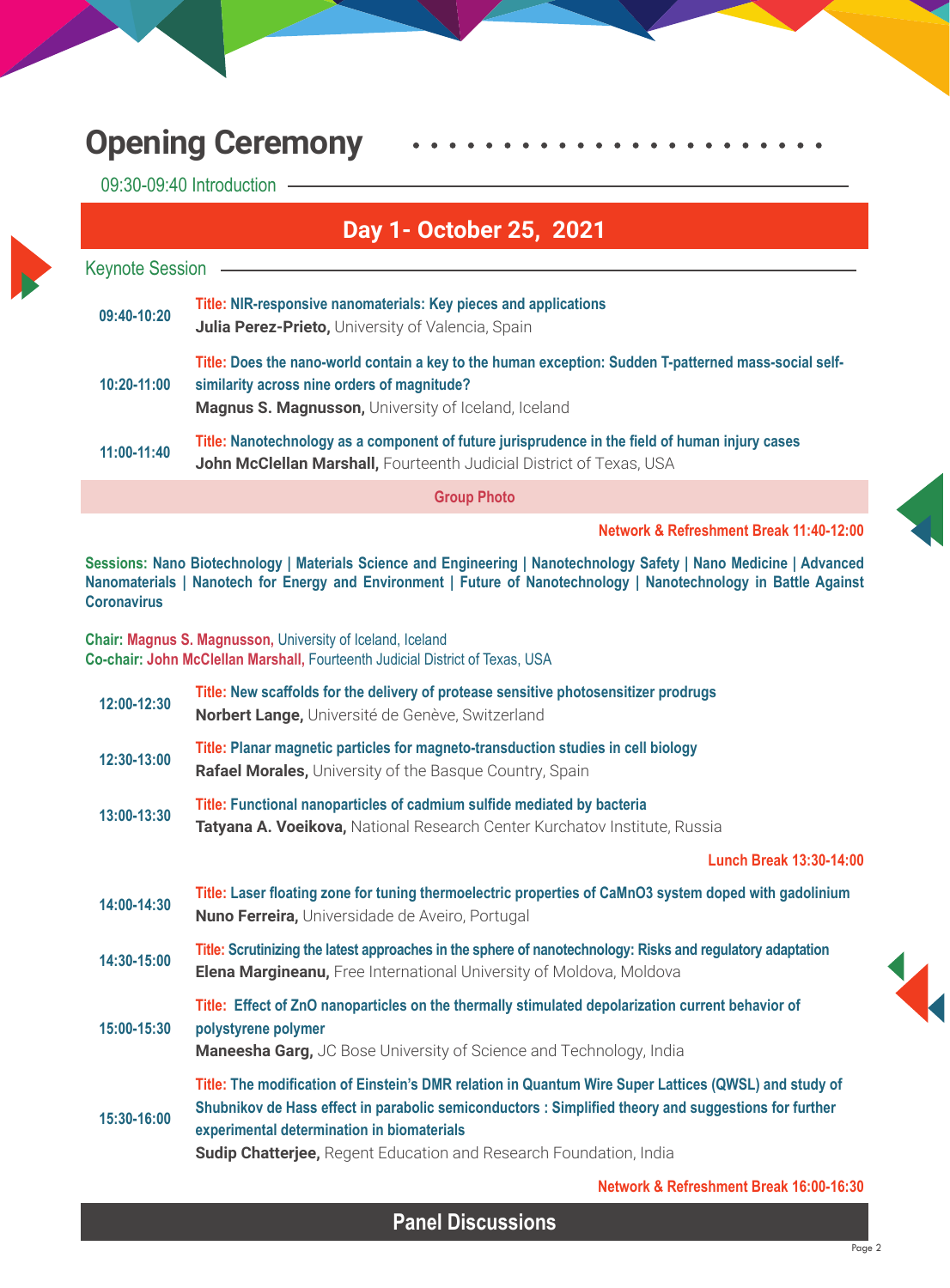## Opening Ceremony

09:30-09:40 Introduction

## Day 1- October 25, 2021

### Keynote Session

| Time | Talk |
|---|---|
| 09:40-10:20 | **Title: NIR-responsive nanomaterials: Key pieces and applications**<br>**Julia Perez-Prieto,** University of Valencia, Spain |
| 10:20-11:00 | **Title: Does the nano-world contain a key to the human exception: Sudden T-patterned mass-social self-similarity across nine orders of magnitude?**<br>**Magnus S. Magnusson,** University of Iceland, Iceland |
| 11:00-11:40 | **Title: Nanotechnology as a component of future jurisprudence in the field of human injury cases**<br>**John McClellan Marshall,** Fourteenth Judicial District of Texas, USA |

**Group Photo**

**Network & Refreshment Break 11:40-12:00**

**Sessions: Nano Biotechnology | Materials Science and Engineering | Nanotechnology Safety | Nano Medicine | Advanced Nanomaterials | Nanotech for Energy and Environment | Future of Nanotechnology | Nanotechnology in Battle Against Coronavirus**

**Chair: Magnus S. Magnusson,** University of Iceland, Iceland
**Co-chair: John McClellan Marshall,** Fourteenth Judicial District of Texas, USA

| Time | Talk |
|---|---|
| 12:00-12:30 | **Title: New scaffolds for the delivery of protease sensitive photosensitizer prodrugs**<br>**Norbert Lange,** Université de Genève, Switzerland |
| 12:30-13:00 | **Title: Planar magnetic particles for magneto-transduction studies in cell biology**<br>**Rafael Morales,** University of the Basque Country, Spain |
| 13:00-13:30 | **Title: Functional nanoparticles of cadmium sulfide mediated by bacteria**<br>**Tatyana A. Voeikova,** National Research Center Kurchatov Institute, Russia |

**Lunch Break 13:30-14:00**

| Time | Talk |
|---|---|
| 14:00-14:30 | **Title: Laser floating zone for tuning thermoelectric properties of $CaMnO_3$ system doped with gadolinium**<br>**Nuno Ferreira,** Universidade de Aveiro, Portugal |
| 14:30-15:00 | **Title: Scrutinizing the latest approaches in the sphere of nanotechnology: Risks and regulatory adaptation**<br>**Elena Margineanu,** Free International University of Moldova, Moldova |
| 15:00-15:30 | **Title: Effect of ZnO nanoparticles on the thermally stimulated depolarization current behavior of polystyrene polymer**<br>**Maneesha Garg,** JC Bose University of Science and Technology, India |
| 15:30-16:00 | **Title: The modification of Einstein's DMR relation in Quantum Wire Super Lattices (QWSL) and study of Shubnikov de Hass effect in parabolic semiconductors : Simplified theory and suggestions for further experimental determination in biomaterials**<br>**Sudip Chatterjee,** Regent Education and Research Foundation, India |

**Network & Refreshment Break 16:00-16:30**

## Panel Discussions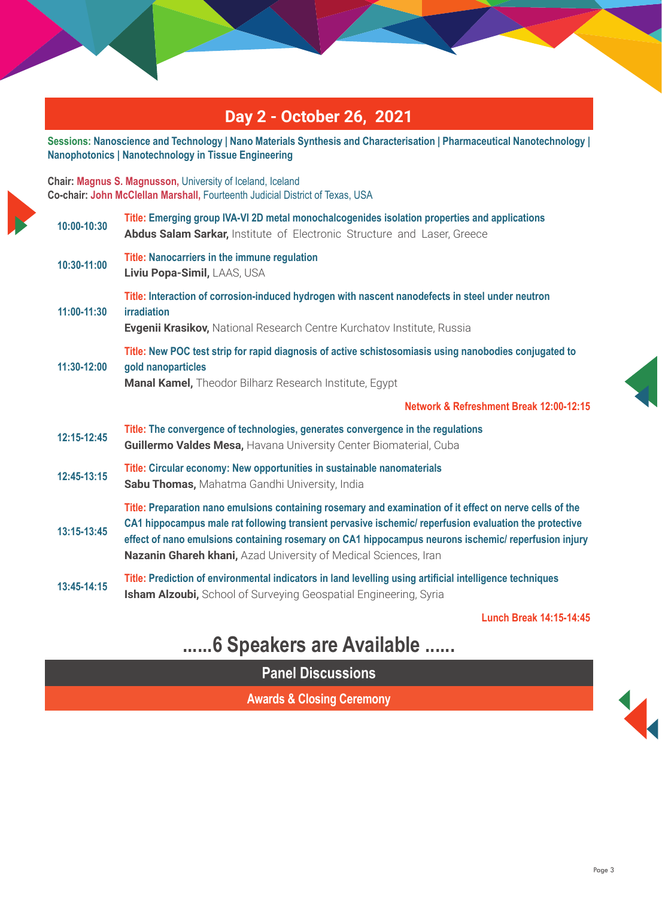## Day 2 - October 26, 2021

**Sessions:** Nanoscience and Technology | Nano Materials Synthesis and Characterisation | Pharmaceutical Nanotechnology | Nanophotonics | Nanotechnology in Tissue Engineering

**Chair:** Magnus S. Magnusson, University of Iceland, Iceland
**Co-chair:** John McClellan Marshall, Fourteenth Judicial District of Texas, USA

| | |
|---|---|
| 10:00-10:30 | **Title:** Emerging group IVA-VI 2D metal monochalcogenides isolation properties and applications<br>**Abdus Salam Sarkar,** Institute of Electronic Structure and Laser, Greece |
| 10:30-11:00 | **Title:** Nanocarriers in the immune regulation<br>**Liviu Popa-Simil,** LAAS, USA |
| 11:00-11:30 | **Title:** Interaction of corrosion-induced hydrogen with nascent nanodefects in steel under neutron irradiation<br>**Evgenii Krasikov,** National Research Centre Kurchatov Institute, Russia |
| 11:30-12:00 | **Title:** New POC test strip for rapid diagnosis of active schistosomiasis using nanobodies conjugated to gold nanoparticles<br>**Manal Kamel,** Theodor Bilharz Research Institute, Egypt |
| | **Network & Refreshment Break 12:00-12:15** |
| 12:15-12:45 | **Title:** The convergence of technologies, generates convergence in the regulations<br>**Guillermo Valdes Mesa,** Havana University Center Biomaterial, Cuba |
| 12:45-13:15 | **Title:** Circular economy: New opportunities in sustainable nanomaterials<br>**Sabu Thomas,** Mahatma Gandhi University, India |
| 13:15-13:45 | **Title:** Preparation nano emulsions containing rosemary and examination of it effect on nerve cells of the CA1 hippocampus male rat following transient pervasive ischemic/ reperfusion evaluation the protective effect of nano emulsions containing rosemary on CA1 hippocampus neurons ischemic/ reperfusion injury<br>**Nazanin Ghareh khani,** Azad University of Medical Sciences, Iran |
| 13:45-14:15 | **Title:** Prediction of environmental indicators in land levelling using artificial intelligence techniques<br>**Isham Alzoubi,** School of Surveying Geospatial Engineering, Syria |
| | **Lunch Break 14:15-14:45** |

## ......6 Speakers are Available ......

### Panel Discussions

### Awards & Closing Ceremony